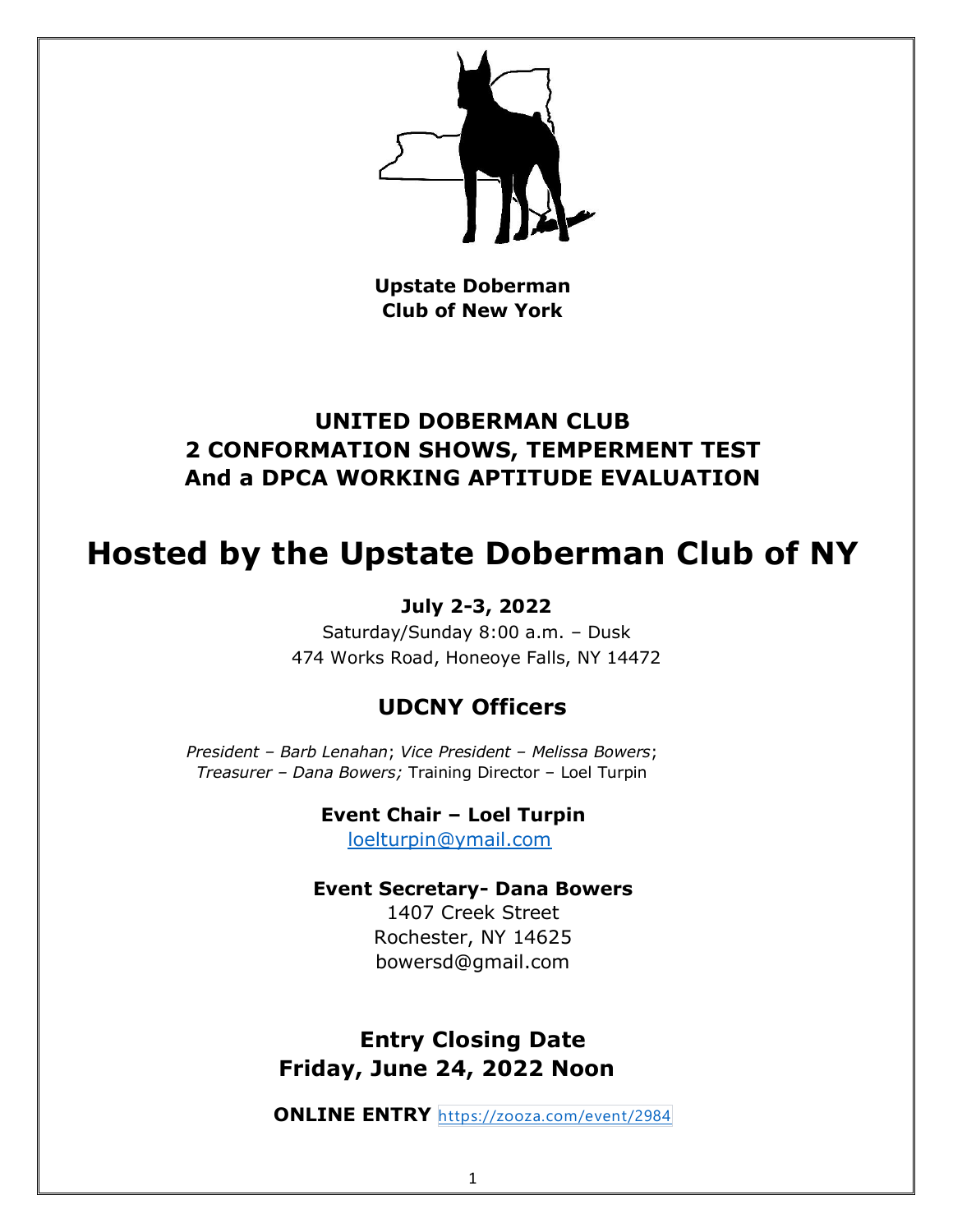**Upstate Doberman Club of New York**

**UNITED DOBERMAN CLUB**
**2 CONFORMATION SHOWS, TEMPERMENT TEST**
**And a DPCA WORKING APTITUDE EVALUATION**

# Hosted by the Upstate Doberman Club of NY

**July 2-3, 2022**

Saturday/Sunday 8:00 a.m. – Dusk

474 Works Road, Honeoye Falls, NY 14472

## UDCNY Officers

*President – Barb Lenahan*; *Vice President – Melissa Bowers*; *Treasurer – Dana Bowers;* Training Director – Loel Turpin

**Event Chair – Loel Turpin**

loelturpin@ymail.com

**Event Secretary- Dana Bowers**

1407 Creek Street
Rochester, NY 14625
bowersd@gmail.com

**Entry Closing Date**
**Friday, June 24, 2022 Noon**

**ONLINE ENTRY** https://zooza.com/event/2984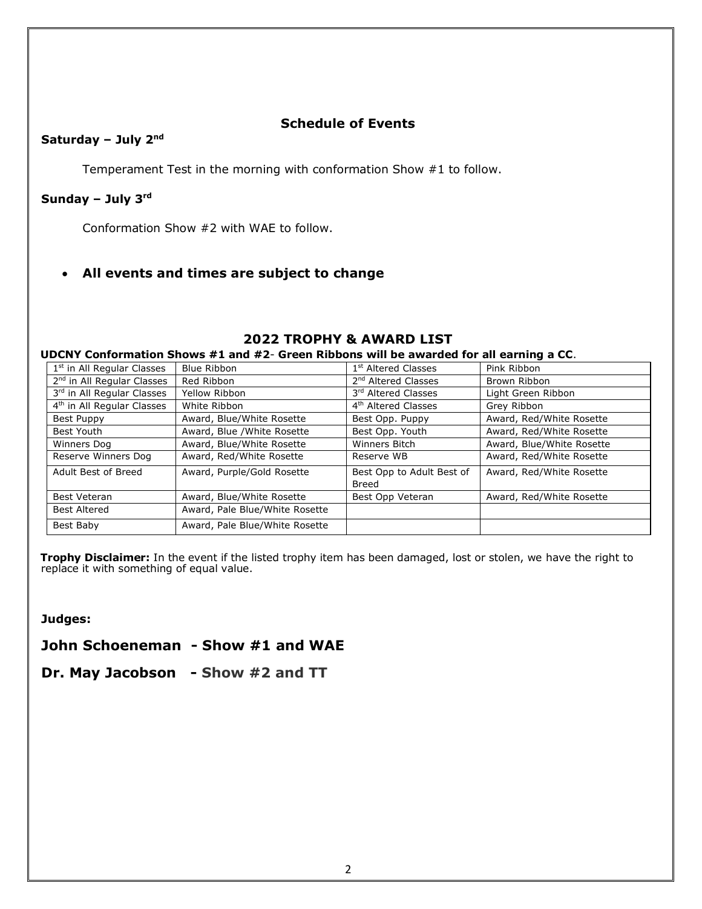## Schedule of Events

**Saturday – July 2nd**

Temperament Test in the morning with conformation Show #1 to follow.

**Sunday – July 3rd**

Conformation Show #2 with WAE to follow.

- **All events and times are subject to change**

## 2022 TROPHY & AWARD LIST

**UDCNY Conformation Shows #1 and #2- Green Ribbons will be awarded for all earning a CC.**

| | | | |
|---|---|---|---|
| 1st in All Regular Classes | Blue Ribbon | 1st Altered Classes | Pink Ribbon |
| 2nd in All Regular Classes | Red Ribbon | 2nd Altered Classes | Brown Ribbon |
| 3rd in All Regular Classes | Yellow Ribbon | 3rd Altered Classes | Light Green Ribbon |
| 4th in All Regular Classes | White Ribbon | 4th Altered Classes | Grey Ribbon |
| Best Puppy | Award, Blue/White Rosette | Best Opp. Puppy | Award, Red/White Rosette |
| Best Youth | Award, Blue /White Rosette | Best Opp. Youth | Award, Red/White Rosette |
| Winners Dog | Award, Blue/White Rosette | Winners Bitch | Award, Blue/White Rosette |
| Reserve Winners Dog | Award, Red/White Rosette | Reserve WB | Award, Red/White Rosette |
| Adult Best of Breed | Award, Purple/Gold Rosette | Best Opp to Adult Best of Breed | Award, Red/White Rosette |
| Best Veteran | Award, Blue/White Rosette | Best Opp Veteran | Award, Red/White Rosette |
| Best Altered | Award, Pale Blue/White Rosette | | |
| Best Baby | Award, Pale Blue/White Rosette | | |

**Trophy Disclaimer:** In the event if the listed trophy item has been damaged, lost or stolen, we have the right to replace it with something of equal value.

**Judges:**

**John Schoeneman - Show #1 and WAE**

**Dr. May Jacobson - Show #2 and TT**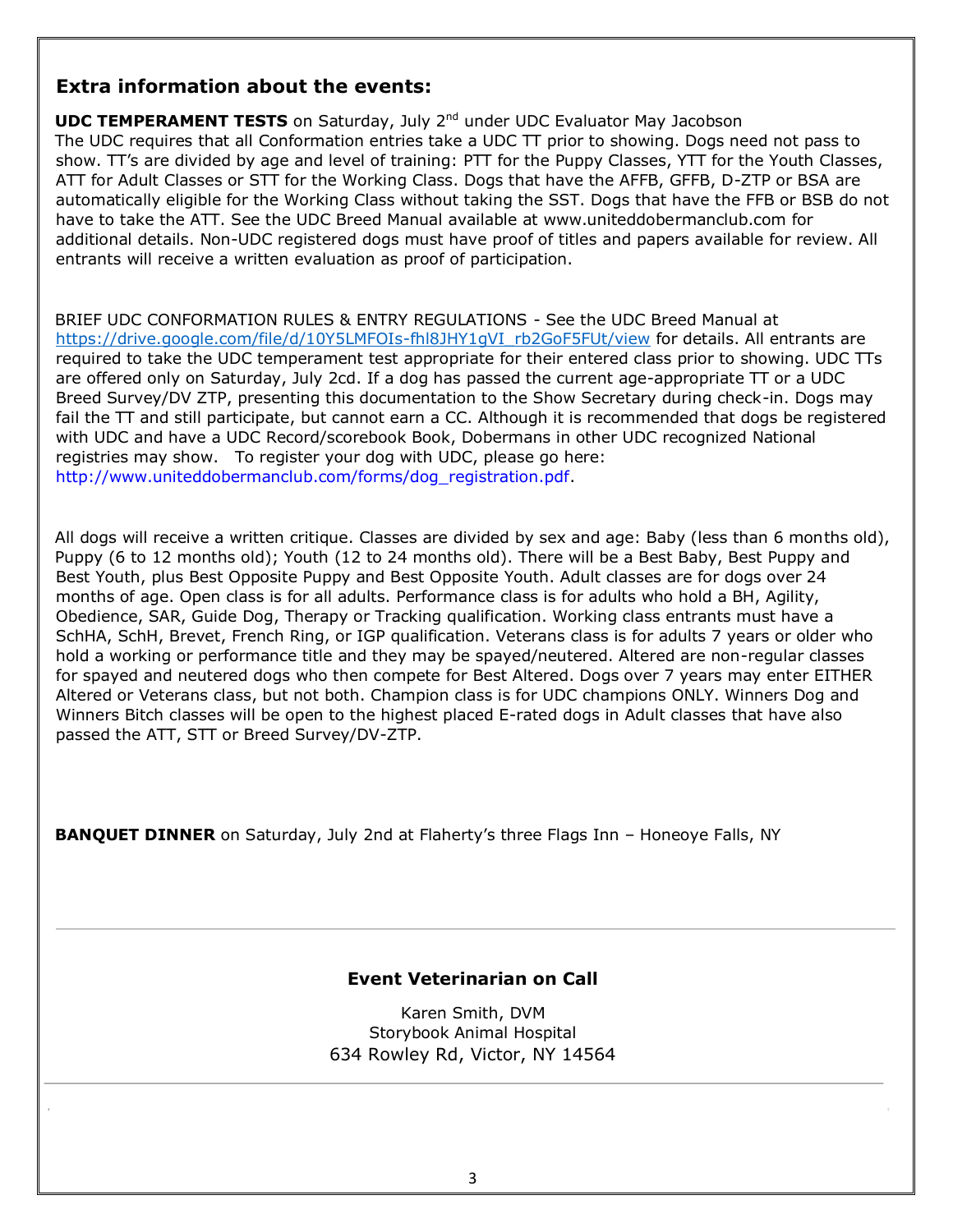## Extra information about the events:

**UDC TEMPERAMENT TESTS** on Saturday, July 2nd under UDC Evaluator May Jacobson
The UDC requires that all Conformation entries take a UDC TT prior to showing. Dogs need not pass to show. TT's are divided by age and level of training: PTT for the Puppy Classes, YTT for the Youth Classes, ATT for Adult Classes or STT for the Working Class. Dogs that have the AFFB, GFFB, D-ZTP or BSA are automatically eligible for the Working Class without taking the SST. Dogs that have the FFB or BSB do not have to take the ATT. See the UDC Breed Manual available at www.uniteddobermanclub.com for additional details. Non-UDC registered dogs must have proof of titles and papers available for review. All entrants will receive a written evaluation as proof of participation.

BRIEF UDC CONFORMATION RULES & ENTRY REGULATIONS - See the UDC Breed Manual at https://drive.google.com/file/d/10Y5LMFOIs-fhl8JHY1gVI_rb2GoF5FUt/view for details. All entrants are required to take the UDC temperament test appropriate for their entered class prior to showing. UDC TTs are offered only on Saturday, July 2cd. If a dog has passed the current age-appropriate TT or a UDC Breed Survey/DV ZTP, presenting this documentation to the Show Secretary during check-in. Dogs may fail the TT and still participate, but cannot earn a CC. Although it is recommended that dogs be registered with UDC and have a UDC Record/scorebook Book, Dobermans in other UDC recognized National registries may show. To register your dog with UDC, please go here: http://www.uniteddobermanclub.com/forms/dog_registration.pdf.

All dogs will receive a written critique. Classes are divided by sex and age: Baby (less than 6 months old), Puppy (6 to 12 months old); Youth (12 to 24 months old). There will be a Best Baby, Best Puppy and Best Youth, plus Best Opposite Puppy and Best Opposite Youth. Adult classes are for dogs over 24 months of age. Open class is for all adults. Performance class is for adults who hold a BH, Agility, Obedience, SAR, Guide Dog, Therapy or Tracking qualification. Working class entrants must have a SchHA, SchH, Brevet, French Ring, or IGP qualification. Veterans class is for adults 7 years or older who hold a working or performance title and they may be spayed/neutered. Altered are non-regular classes for spayed and neutered dogs who then compete for Best Altered. Dogs over 7 years may enter EITHER Altered or Veterans class, but not both. Champion class is for UDC champions ONLY. Winners Dog and Winners Bitch classes will be open to the highest placed E-rated dogs in Adult classes that have also passed the ATT, STT or Breed Survey/DV-ZTP.

**BANQUET DINNER** on Saturday, July 2nd at Flaherty's three Flags Inn – Honeoye Falls, NY

---

### Event Veterinarian on Call

Karen Smith, DVM
Storybook Animal Hospital
634 Rowley Rd, Victor, NY 14564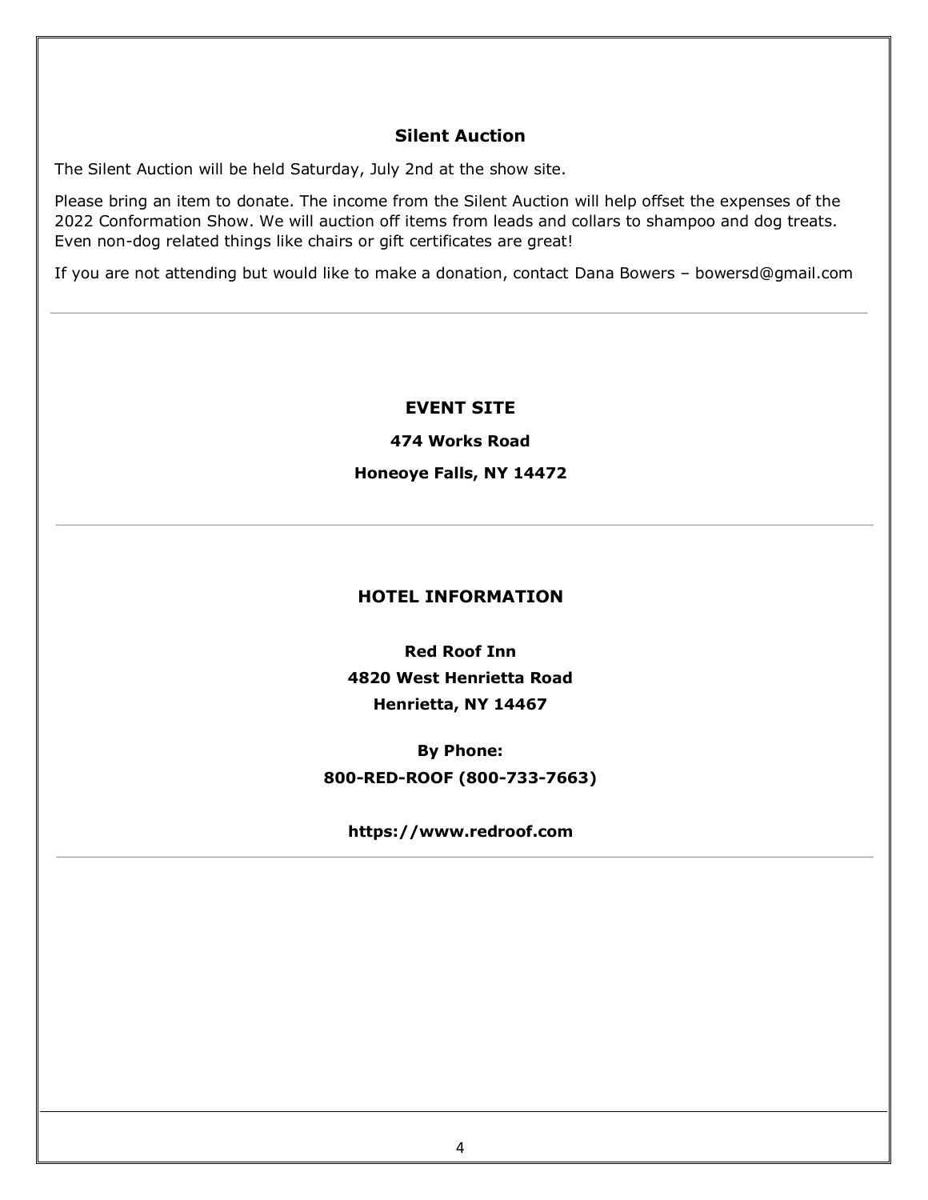## Silent Auction

The Silent Auction will be held Saturday, July 2nd at the show site.

Please bring an item to donate. The income from the Silent Auction will help offset the expenses of the 2022 Conformation Show. We will auction off items from leads and collars to shampoo and dog treats. Even non-dog related things like chairs or gift certificates are great!

If you are not attending but would like to make a donation, contact Dana Bowers – bowersd@gmail.com

---

## EVENT SITE

**474 Works Road**

**Honeoye Falls, NY 14472**

---

## HOTEL INFORMATION

**Red Roof Inn**
**4820 West Henrietta Road**
**Henrietta, NY 14467**

**By Phone:**
**800-RED-ROOF (800-733-7663)**

**https://www.redroof.com**

---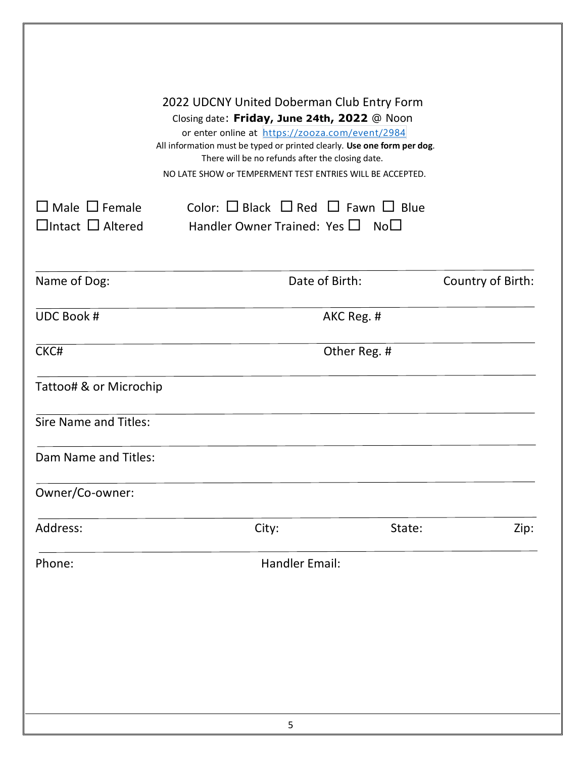# 2022 UDCNY United Doberman Club Entry Form

Closing date: **Friday, June 24th, 2022** @ Noon

or enter online at https://zooza.com/event/2984

All information must be typed or printed clearly. **Use one form per dog**.

There will be no refunds after the closing date.

NO LATE SHOW or TEMPERMENT TEST ENTRIES WILL BE ACCEPTED.

☐ Male ☐ Female     Color: ☐ Black ☐ Red ☐ Fawn ☐ Blue

☐Intact ☐ Altered     Handler Owner Trained: Yes ☐ No☐

Name of Dog: ______________ Date of Birth: ______________ Country of Birth: ______________

UDC Book # ______________ AKC Reg. # ______________

CKC# ______________ Other Reg. # ______________

Tattoo# & or Microchip ______________

Sire Name and Titles: ______________

Dam Name and Titles: ______________

Owner/Co-owner: ______________

Address: ______________ City: ______________ State: ______________ Zip: ______________

Phone: ______________ Handler Email: ______________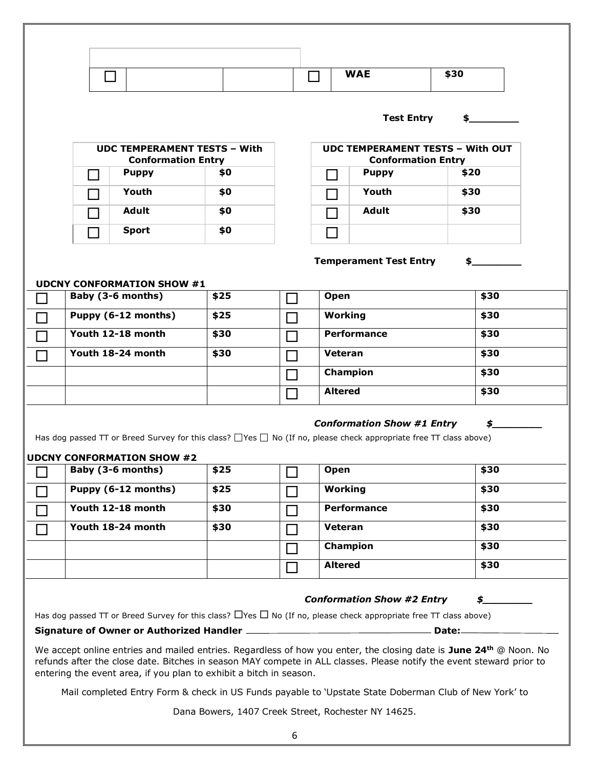| | | | | | |
|---|---|---|---|---|---|
| ☐ | | | ☐ | **WAE** | **$30** |

**Test Entry $________**

| | **UDC TEMPERAMENT TESTS – With Conformation Entry** | |
|---|---|---|
| ☐ | **Puppy** | **$0** |
| ☐ | **Youth** | **$0** |
| ☐ | **Adult** | **$0** |
| ☐ | **Sport** | **$0** |

| | **UDC TEMPERAMENT TESTS – With OUT Conformation Entry** | |
|---|---|---|
| ☐ | **Puppy** | **$20** |
| ☐ | **Youth** | **$30** |
| ☐ | **Adult** | **$30** |
| ☐ | | |

**Temperament Test Entry $________**

**UDCNY CONFORMATION SHOW #1**

| | | | | | |
|---|---|---|---|---|---|
| ☐ | **Baby (3-6 months)** | **$25** | ☐ | **Open** | **$30** |
| ☐ | **Puppy (6-12 months)** | **$25** | ☐ | **Working** | **$30** |
| ☐ | **Youth 12-18 month** | **$30** | ☐ | **Performance** | **$30** |
| ☐ | **Youth 18-24 month** | **$30** | ☐ | **Veteran** | **$30** |
| | | | ☐ | **Champion** | **$30** |
| | | | ☐ | **Altered** | **$30** |

***Conformation Show #1 Entry $________***

Has dog passed TT or Breed Survey for this class? ☐Yes ☐ No (If no, please check appropriate free TT class above)

**UDCNY CONFORMATION SHOW #2**

| | | | | | |
|---|---|---|---|---|---|
| ☐ | **Baby (3-6 months)** | **$25** | ☐ | **Open** | **$30** |
| ☐ | **Puppy (6-12 months)** | **$25** | ☐ | **Working** | **$30** |
| ☐ | **Youth 12-18 month** | **$30** | ☐ | **Performance** | **$30** |
| ☐ | **Youth 18-24 month** | **$30** | ☐ | **Veteran** | **$30** |
| | | | ☐ | **Champion** | **$30** |
| | | | ☐ | **Altered** | **$30** |

***Conformation Show #2 Entry $________***

Has dog passed TT or Breed Survey for this class? ☐Yes ☐ No (If no, please check appropriate free TT class above)

**Signature of Owner or Authorized Handler** ______________________________ **Date:**________________

We accept online entries and mailed entries. Regardless of how you enter, the closing date is **June 24th** @ Noon. No refunds after the close date. Bitches in season MAY compete in ALL classes. Please notify the event steward prior to entering the event area, if you plan to exhibit a bitch in season.

Mail completed Entry Form & check in US Funds payable to 'Upstate State Doberman Club of New York' to

Dana Bowers, 1407 Creek Street, Rochester NY 14625.